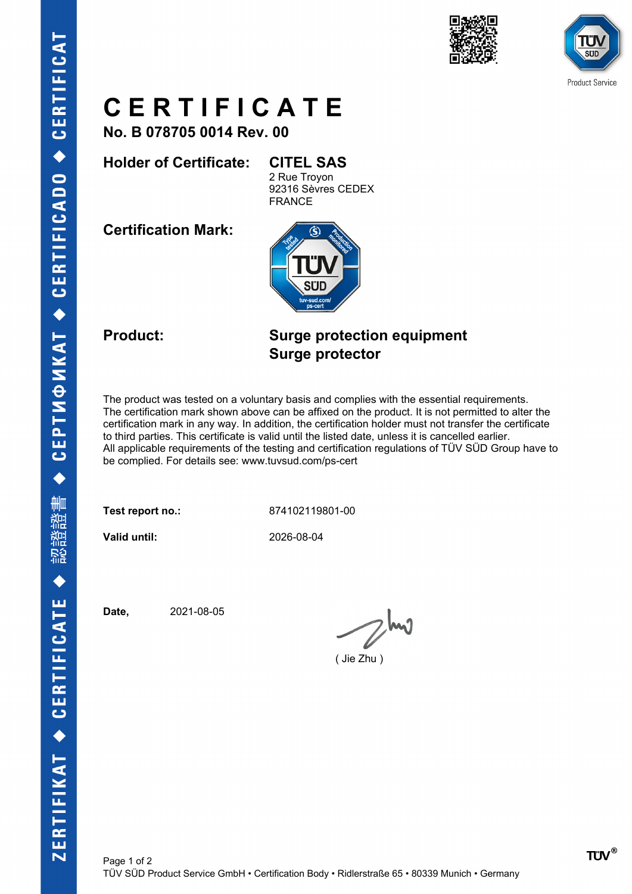# CERTIFICATE

**No. B 078705 0014 Rev. 00**

**Holder of Certificate:** **CITEL SAS**
2 Rue Troyon
92316 Sèvres CEDEX
FRANCE

**Certification Mark:**

**Product:** **Surge protection equipment**
**Surge protector**

The product was tested on a voluntary basis and complies with the essential requirements. The certification mark shown above can be affixed on the product. It is not permitted to alter the certification mark in any way. In addition, the certification holder must not transfer the certificate to third parties. This certificate is valid until the listed date, unless it is cancelled earlier. All applicable requirements of the testing and certification regulations of TÜV SÜD Group have to be complied. For details see: www.tuvsud.com/ps-cert

**Test report no.:** 874102119801-00

**Valid until:** 2026-08-04

**Date,** 2021-08-05

( Jie Zhu )

TÜV SÜD Product Service GmbH • Certification Body • Ridlerstraße 65 • 80339 Munich • Germany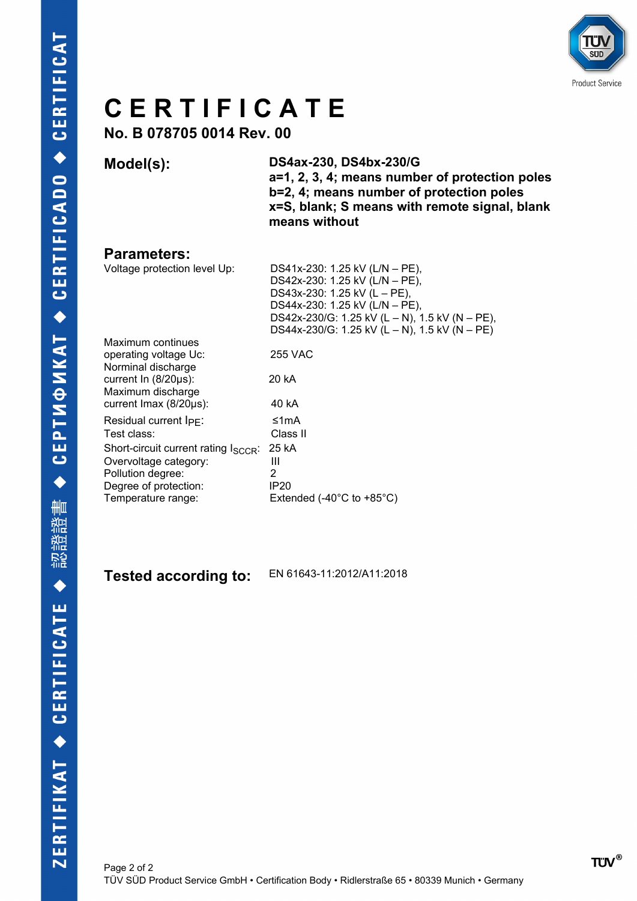# CERTIFICATE

**No. B 078705 0014 Rev. 00**

| | |
|---|---|
| **Model(s):** | **DS4ax-230, DS4bx-230/G**<br>**a=1, 2, 3, 4; means number of protection poles**<br>**b=2, 4; means number of protection poles**<br>**x=S, blank; S means with remote signal, blank means without** |

## Parameters:

| | |
|---|---|
| Voltage protection level Up: | DS41x-230: 1.25 kV (L/N – PE),<br>DS42x-230: 1.25 kV (L/N – PE),<br>DS43x-230: 1.25 kV (L – PE),<br>DS44x-230: 1.25 kV (L/N – PE),<br>DS42x-230/G: 1.25 kV (L – N), 1.5 kV (N – PE),<br>DS44x-230/G: 1.25 kV (L – N), 1.5 kV (N – PE) |
| Maximum continues operating voltage Uc: | 255 VAC |
| Norminal discharge current In (8/20µs): | 20 kA |
| Maximum discharge current Imax (8/20µs): | 40 kA |
| Residual current $I_{PE}$: | ≤1mA |
| Test class: | Class II |
| Short-circuit current rating $I_{SCCR}$: | 25 kA |
| Overvoltage category: | III |
| Pollution degree: | 2 |
| Degree of protection: | IP20 |
| Temperature range: | Extended (-40°C to +85°C) |

**Tested according to:** EN 61643-11:2012/A11:2018

TÜV SÜD Product Service GmbH • Certification Body • Ridlerstraße 65 • 80339 Munich • Germany